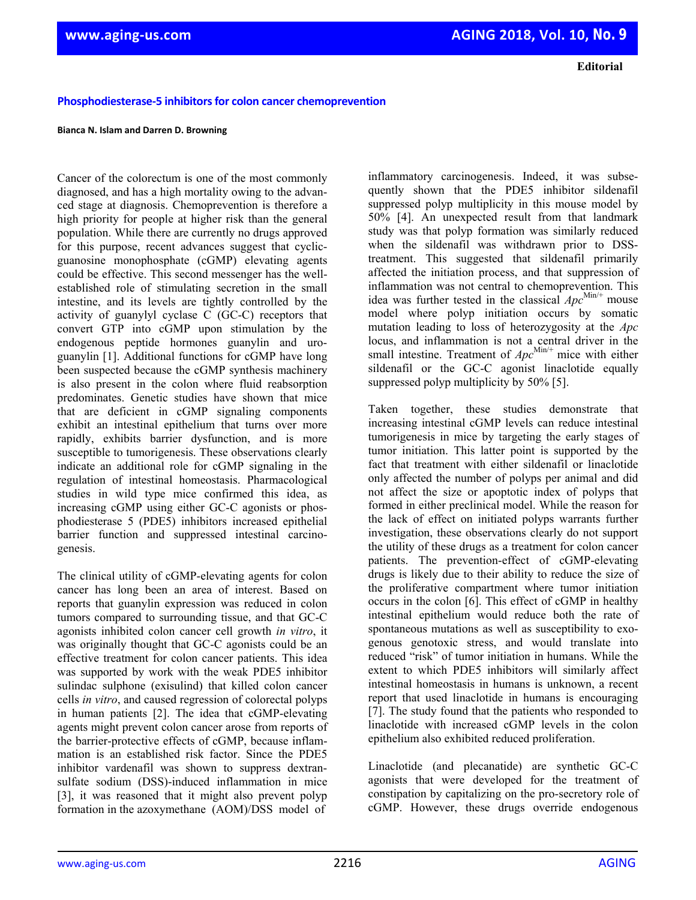Editorial

# Phosphodiesterase-5 inhibitors for colon cancer chemoprevention

**Bianca N. Islam and Darren D. Browning**

Cancer of the colorectum is one of the most commonly diagnosed, and has a high mortality owing to the advanced stage at diagnosis. Chemoprevention is therefore a high priority for people at higher risk than the general population. While there are currently no drugs approved for this purpose, recent advances suggest that cyclic-guanosine monophosphate (cGMP) elevating agents could be effective. This second messenger has the well-established role of stimulating secretion in the small intestine, and its levels are tightly controlled by the activity of guanylyl cyclase C (GC-C) receptors that convert GTP into cGMP upon stimulation by the endogenous peptide hormones guanylin and uroguanylin [1]. Additional functions for cGMP have long been suspected because the cGMP synthesis machinery is also present in the colon where fluid reabsorption predominates. Genetic studies have shown that mice that are deficient in cGMP signaling components exhibit an intestinal epithelium that turns over more rapidly, exhibits barrier dysfunction, and is more susceptible to tumorigenesis. These observations clearly indicate an additional role for cGMP signaling in the regulation of intestinal homeostasis. Pharmacological studies in wild type mice confirmed this idea, as increasing cGMP using either GC-C agonists or phosphodiesterase 5 (PDE5) inhibitors increased epithelial barrier function and suppressed intestinal carcinogenesis.

The clinical utility of cGMP-elevating agents for colon cancer has long been an area of interest. Based on reports that guanylin expression was reduced in colon tumors compared to surrounding tissue, and that GC-C agonists inhibited colon cancer cell growth *in vitro*, it was originally thought that GC-C agonists could be an effective treatment for colon cancer patients. This idea was supported by work with the weak PDE5 inhibitor sulindac sulphone (exisulind) that killed colon cancer cells *in vitro*, and caused regression of colorectal polyps in human patients [2]. The idea that cGMP-elevating agents might prevent colon cancer arose from reports of the barrier-protective effects of cGMP, because inflammation is an established risk factor. Since the PDE5 inhibitor vardenafil was shown to suppress dextran-sulfate sodium (DSS)-induced inflammation in mice [3], it was reasoned that it might also prevent polyp formation in the azoxymethane (AOM)/DSS model of inflammatory carcinogenesis. Indeed, it was subsequently shown that the PDE5 inhibitor sildenafil suppressed polyp multiplicity in this mouse model by 50% [4]. An unexpected result from that landmark study was that polyp formation was similarly reduced when the sildenafil was withdrawn prior to DSS-treatment. This suggested that sildenafil primarily affected the initiation process, and that suppression of inflammation was not central to chemoprevention. This idea was further tested in the classical *Apc*$^{Min/+}$ mouse model where polyp initiation occurs by somatic mutation leading to loss of heterozygosity at the *Apc* locus, and inflammation is not a central driver in the small intestine. Treatment of *Apc*$^{Min/+}$ mice with either sildenafil or the GC-C agonist linaclotide equally suppressed polyp multiplicity by 50% [5].

Taken together, these studies demonstrate that increasing intestinal cGMP levels can reduce intestinal tumorigenesis in mice by targeting the early stages of tumor initiation. This latter point is supported by the fact that treatment with either sildenafil or linaclotide only affected the number of polyps per animal and did not affect the size or apoptotic index of polyps that formed in either preclinical model. While the reason for the lack of effect on initiated polyps warrants further investigation, these observations clearly do not support the utility of these drugs as a treatment for colon cancer patients. The prevention-effect of cGMP-elevating drugs is likely due to their ability to reduce the size of the proliferative compartment where tumor initiation occurs in the colon [6]. This effect of cGMP in healthy intestinal epithelium would reduce both the rate of spontaneous mutations as well as susceptibility to exogenous genotoxic stress, and would translate into reduced "risk" of tumor initiation in humans. While the extent to which PDE5 inhibitors will similarly affect intestinal homeostasis in humans is unknown, a recent report that used linaclotide in humans is encouraging [7]. The study found that the patients who responded to linaclotide with increased cGMP levels in the colon epithelium also exhibited reduced proliferation.

Linaclotide (and plecanatide) are synthetic GC-C agonists that were developed for the treatment of constipation by capitalizing on the pro-secretory role of cGMP. However, these drugs override endogenous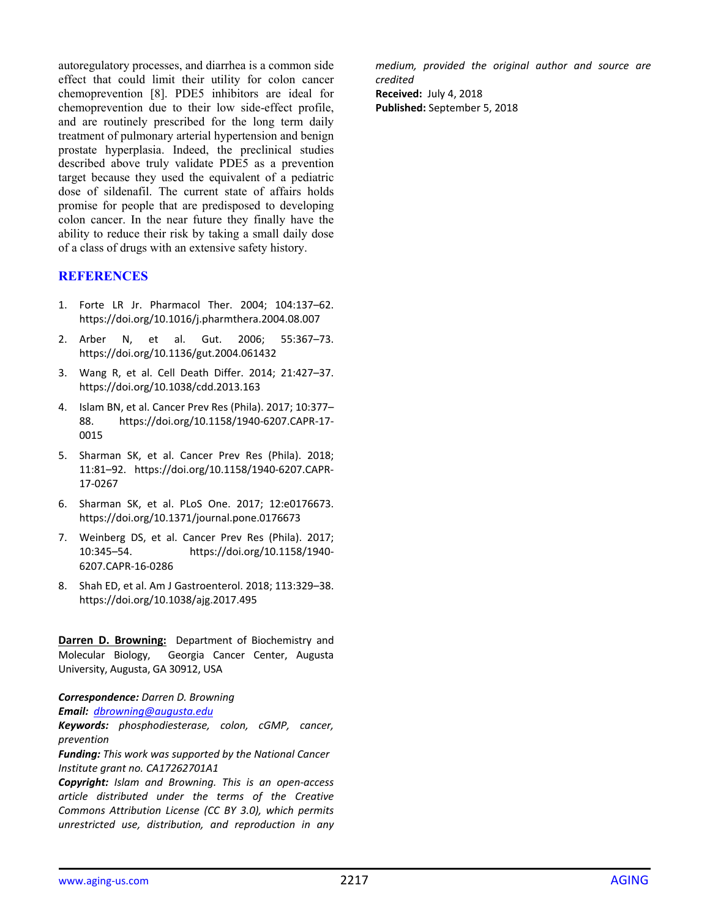autoregulatory processes, and diarrhea is a common side effect that could limit their utility for colon cancer chemoprevention [8]. PDE5 inhibitors are ideal for chemoprevention due to their low side-effect profile, and are routinely prescribed for the long term daily treatment of pulmonary arterial hypertension and benign prostate hyperplasia. Indeed, the preclinical studies described above truly validate PDE5 as a prevention target because they used the equivalent of a pediatric dose of sildenafil. The current state of affairs holds promise for people that are predisposed to developing colon cancer. In the near future they finally have the ability to reduce their risk by taking a small daily dose of a class of drugs with an extensive safety history.

## REFERENCES

1. Forte LR Jr. Pharmacol Ther. 2004; 104:137–62. https://doi.org/10.1016/j.pharmthera.2004.08.007
2. Arber N, et al. Gut. 2006; 55:367–73. https://doi.org/10.1136/gut.2004.061432
3. Wang R, et al. Cell Death Differ. 2014; 21:427–37. https://doi.org/10.1038/cdd.2013.163
4. Islam BN, et al. Cancer Prev Res (Phila). 2017; 10:377–88. https://doi.org/10.1158/1940-6207.CAPR-17-0015
5. Sharman SK, et al. Cancer Prev Res (Phila). 2018; 11:81–92. https://doi.org/10.1158/1940-6207.CAPR-17-0267
6. Sharman SK, et al. PLoS One. 2017; 12:e0176673. https://doi.org/10.1371/journal.pone.0176673
7. Weinberg DS, et al. Cancer Prev Res (Phila). 2017; 10:345–54. https://doi.org/10.1158/1940-6207.CAPR-16-0286
8. Shah ED, et al. Am J Gastroenterol. 2018; 113:329–38. https://doi.org/10.1038/ajg.2017.495

**Darren D. Browning:** Department of Biochemistry and Molecular Biology, Georgia Cancer Center, Augusta University, Augusta, GA 30912, USA

***Correspondence:*** *Darren D. Browning*
***Email:*** *dbrowning@augusta.edu*
***Keywords:*** *phosphodiesterase, colon, cGMP, cancer, prevention*
***Funding:*** *This work was supported by the National Cancer Institute grant no. CA17262701A1*
***Copyright:*** *Islam and Browning. This is an open-access article distributed under the terms of the Creative Commons Attribution License (CC BY 3.0), which permits unrestricted use, distribution, and reproduction in any medium, provided the original author and source are credited*
**Received:** July 4, 2018
**Published:** September 5, 2018